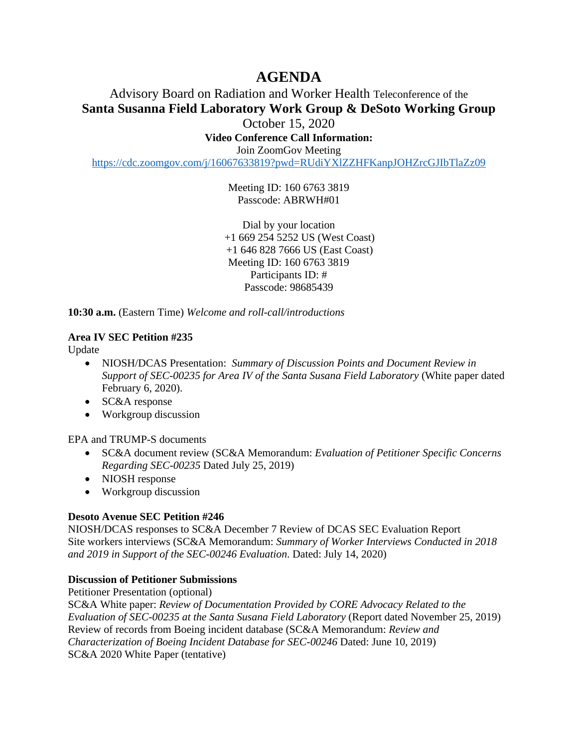# AGENDA

Advisory Board on Radiation and Worker Health Teleconference of the

**Santa Susanna Field Laboratory Work Group & DeSoto Working Group**

October 15, 2020

**Video Conference Call Information:**

Join ZoomGov Meeting

https://cdc.zoomgov.com/j/16067633819?pwd=RUdiYXlZZHFKanpJOHZrcGJIbTlaZz09

Meeting ID: 160 6763 3819
Passcode: ABRWH#01

Dial by your location
+1 669 254 5252 US (West Coast)
+1 646 828 7666 US (East Coast)
Meeting ID: 160 6763 3819
Participants ID: #
Passcode: 98685439

**10:30 a.m.** (Eastern Time) *Welcome and roll-call/introductions*

**Area IV SEC Petition #235**

Update

- NIOSH/DCAS Presentation: *Summary of Discussion Points and Document Review in Support of SEC-00235 for Area IV of the Santa Susana Field Laboratory* (White paper dated February 6, 2020).
- SC&A response
- Workgroup discussion

EPA and TRUMP-S documents

- SC&A document review (SC&A Memorandum: *Evaluation of Petitioner Specific Concerns Regarding SEC-00235* Dated July 25, 2019)
- NIOSH response
- Workgroup discussion

**Desoto Avenue SEC Petition #246**

NIOSH/DCAS responses to SC&A December 7 Review of DCAS SEC Evaluation Report

Site workers interviews (SC&A Memorandum: *Summary of Worker Interviews Conducted in 2018 and 2019 in Support of the SEC-00246 Evaluation*. Dated: July 14, 2020)

**Discussion of Petitioner Submissions**

Petitioner Presentation (optional)

SC&A White paper: *Review of Documentation Provided by CORE Advocacy Related to the Evaluation of SEC-00235 at the Santa Susana Field Laboratory* (Report dated November 25, 2019)

Review of records from Boeing incident database (SC&A Memorandum: *Review and Characterization of Boeing Incident Database for SEC-00246* Dated: June 10, 2019)

SC&A 2020 White Paper (tentative)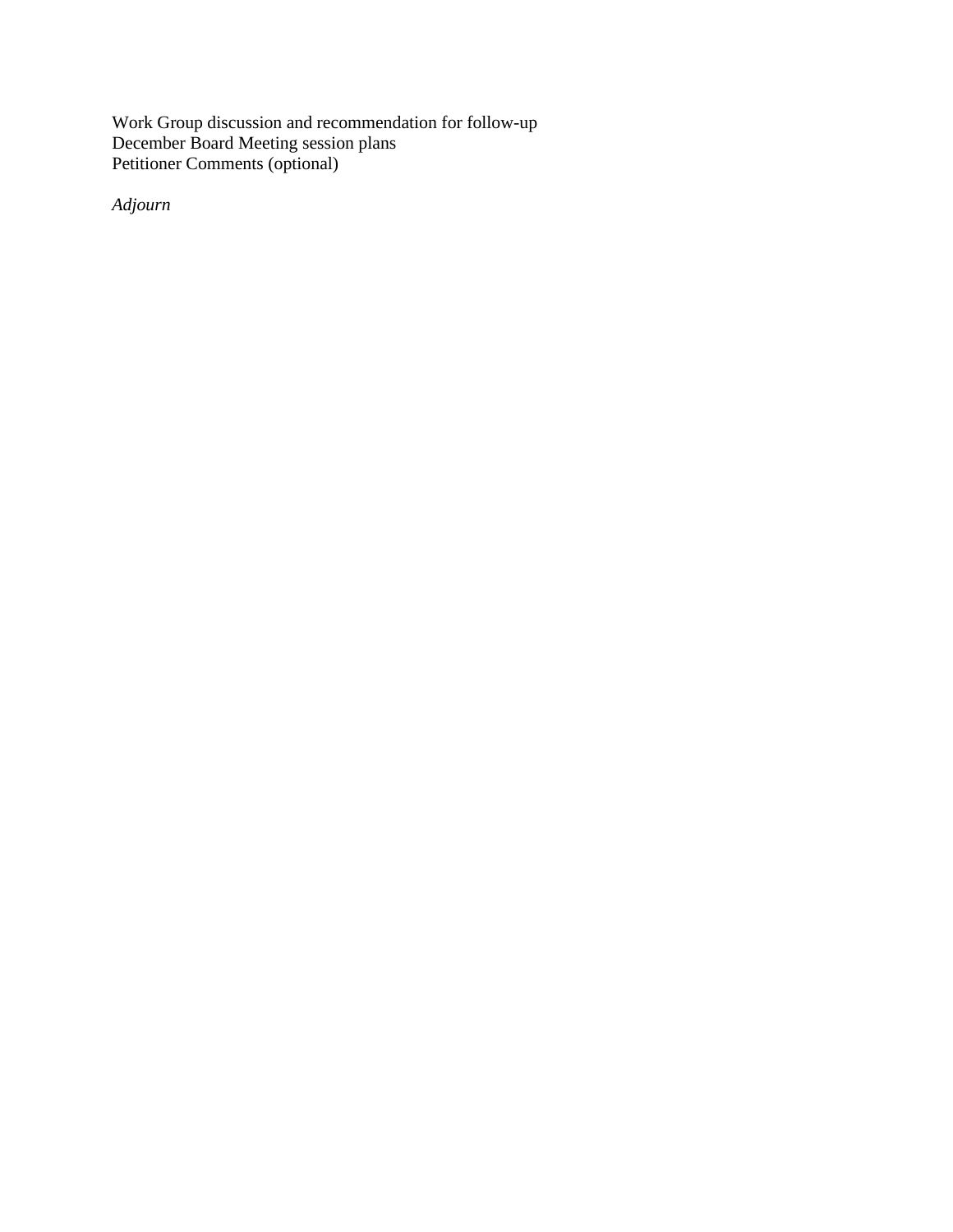Work Group discussion and recommendation for follow-up
December Board Meeting session plans
Petitioner Comments (optional)

*Adjourn*